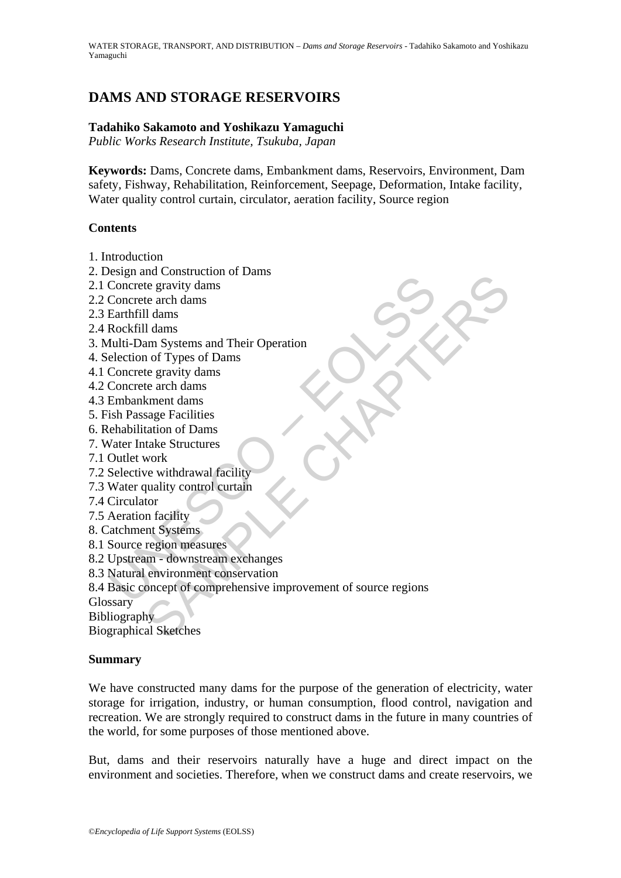# DAMS AND STORAGE RESERVOIRS

**Tadahiko Sakamoto and Yoshikazu Yamaguchi**
*Public Works Research Institute, Tsukuba, Japan*

**Keywords:** Dams, Concrete dams, Embankment dams, Reservoirs, Environment, Dam safety, Fishway, Rehabilitation, Reinforcement, Seepage, Deformation, Intake facility, Water quality control curtain, circulator, aeration facility, Source region

## Contents

1. Introduction
2. Design and Construction of Dams
2.1 Concrete gravity dams
2.2 Concrete arch dams
2.3 Earthfill dams
2.4 Rockfill dams
3. Multi-Dam Systems and Their Operation
4. Selection of Types of Dams
4.1 Concrete gravity dams
4.2 Concrete arch dams
4.3 Embankment dams
5. Fish Passage Facilities
6. Rehabilitation of Dams
7. Water Intake Structures
7.1 Outlet work
7.2 Selective withdrawal facility
7.3 Water quality control curtain
7.4 Circulator
7.5 Aeration facility
8. Catchment Systems
8.1 Source region measures
8.2 Upstream - downstream exchanges
8.3 Natural environment conservation
8.4 Basic concept of comprehensive improvement of source regions
Glossary
Bibliography
Biographical Sketches

## Summary

We have constructed many dams for the purpose of the generation of electricity, water storage for irrigation, industry, or human consumption, flood control, navigation and recreation. We are strongly required to construct dams in the future in many countries of the world, for some purposes of those mentioned above.

But, dams and their reservoirs naturally have a huge and direct impact on the environment and societies. Therefore, when we construct dams and create reservoirs, we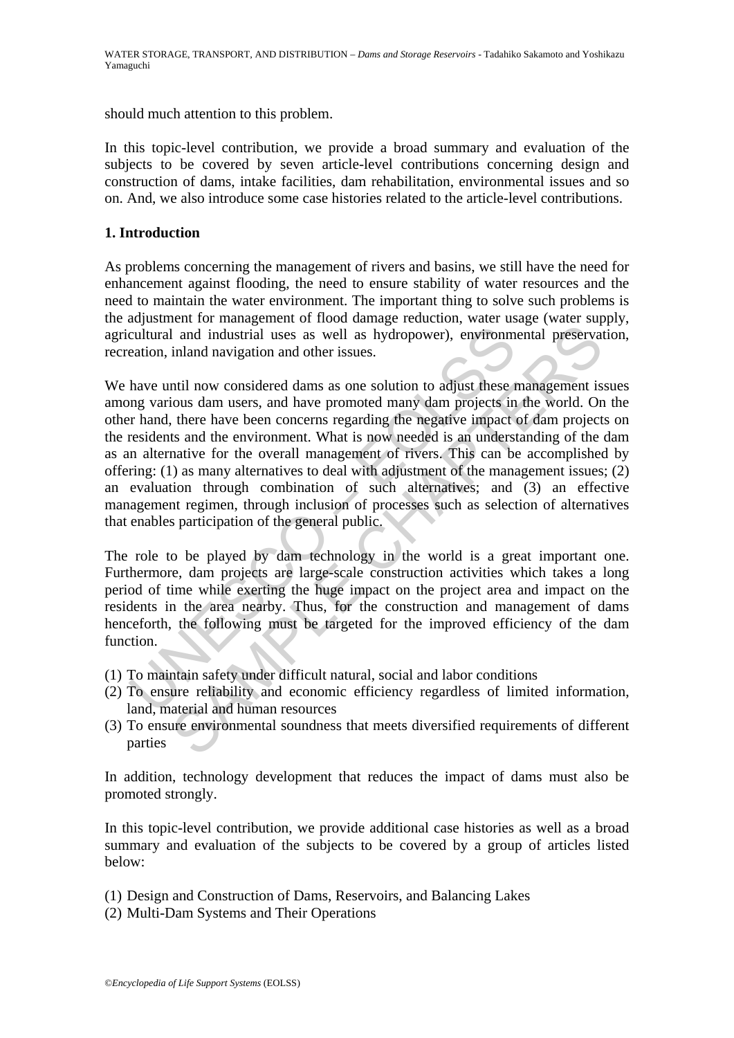should much attention to this problem.

In this topic-level contribution, we provide a broad summary and evaluation of the subjects to be covered by seven article-level contributions concerning design and construction of dams, intake facilities, dam rehabilitation, environmental issues and so on. And, we also introduce some case histories related to the article-level contributions.

## 1. Introduction

As problems concerning the management of rivers and basins, we still have the need for enhancement against flooding, the need to ensure stability of water resources and the need to maintain the water environment. The important thing to solve such problems is the adjustment for management of flood damage reduction, water usage (water supply, agricultural and industrial uses as well as hydropower), environmental preservation, recreation, inland navigation and other issues.

We have until now considered dams as one solution to adjust these management issues among various dam users, and have promoted many dam projects in the world. On the other hand, there have been concerns regarding the negative impact of dam projects on the residents and the environment. What is now needed is an understanding of the dam as an alternative for the overall management of rivers. This can be accomplished by offering: (1) as many alternatives to deal with adjustment of the management issues; (2) an evaluation through combination of such alternatives; and (3) an effective management regimen, through inclusion of processes such as selection of alternatives that enables participation of the general public.

The role to be played by dam technology in the world is a great important one. Furthermore, dam projects are large-scale construction activities which takes a long period of time while exerting the huge impact on the project area and impact on the residents in the area nearby. Thus, for the construction and management of dams henceforth, the following must be targeted for the improved efficiency of the dam function.

(1) To maintain safety under difficult natural, social and labor conditions
(2) To ensure reliability and economic efficiency regardless of limited information, land, material and human resources
(3) To ensure environmental soundness that meets diversified requirements of different parties

In addition, technology development that reduces the impact of dams must also be promoted strongly.

In this topic-level contribution, we provide additional case histories as well as a broad summary and evaluation of the subjects to be covered by a group of articles listed below:

(1) Design and Construction of Dams, Reservoirs, and Balancing Lakes
(2) Multi-Dam Systems and Their Operations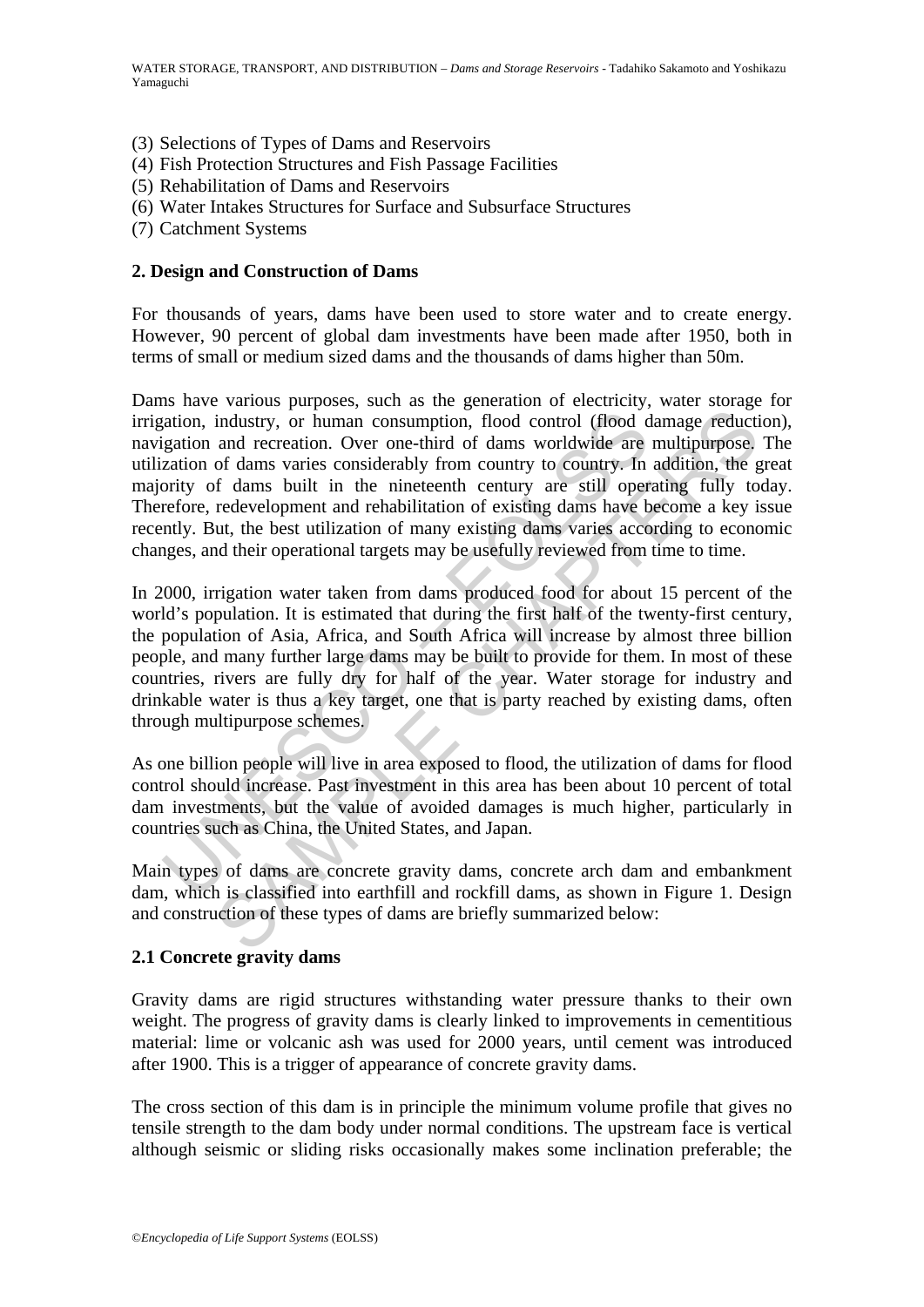(3) Selections of Types of Dams and Reservoirs
(4) Fish Protection Structures and Fish Passage Facilities
(5) Rehabilitation of Dams and Reservoirs
(6) Water Intakes Structures for Surface and Subsurface Structures
(7) Catchment Systems

## 2. Design and Construction of Dams

For thousands of years, dams have been used to store water and to create energy. However, 90 percent of global dam investments have been made after 1950, both in terms of small or medium sized dams and the thousands of dams higher than 50m.

Dams have various purposes, such as the generation of electricity, water storage for irrigation, industry, or human consumption, flood control (flood damage reduction), navigation and recreation. Over one-third of dams worldwide are multipurpose. The utilization of dams varies considerably from country to country. In addition, the great majority of dams built in the nineteenth century are still operating fully today. Therefore, redevelopment and rehabilitation of existing dams have become a key issue recently. But, the best utilization of many existing dams varies according to economic changes, and their operational targets may be usefully reviewed from time to time.

In 2000, irrigation water taken from dams produced food for about 15 percent of the world's population. It is estimated that during the first half of the twenty-first century, the population of Asia, Africa, and South Africa will increase by almost three billion people, and many further large dams may be built to provide for them. In most of these countries, rivers are fully dry for half of the year. Water storage for industry and drinkable water is thus a key target, one that is party reached by existing dams, often through multipurpose schemes.

As one billion people will live in area exposed to flood, the utilization of dams for flood control should increase. Past investment in this area has been about 10 percent of total dam investments, but the value of avoided damages is much higher, particularly in countries such as China, the United States, and Japan.

Main types of dams are concrete gravity dams, concrete arch dam and embankment dam, which is classified into earthfill and rockfill dams, as shown in Figure 1. Design and construction of these types of dams are briefly summarized below:

### 2.1 Concrete gravity dams

Gravity dams are rigid structures withstanding water pressure thanks to their own weight. The progress of gravity dams is clearly linked to improvements in cementitious material: lime or volcanic ash was used for 2000 years, until cement was introduced after 1900. This is a trigger of appearance of concrete gravity dams.

The cross section of this dam is in principle the minimum volume profile that gives no tensile strength to the dam body under normal conditions. The upstream face is vertical although seismic or sliding risks occasionally makes some inclination preferable; the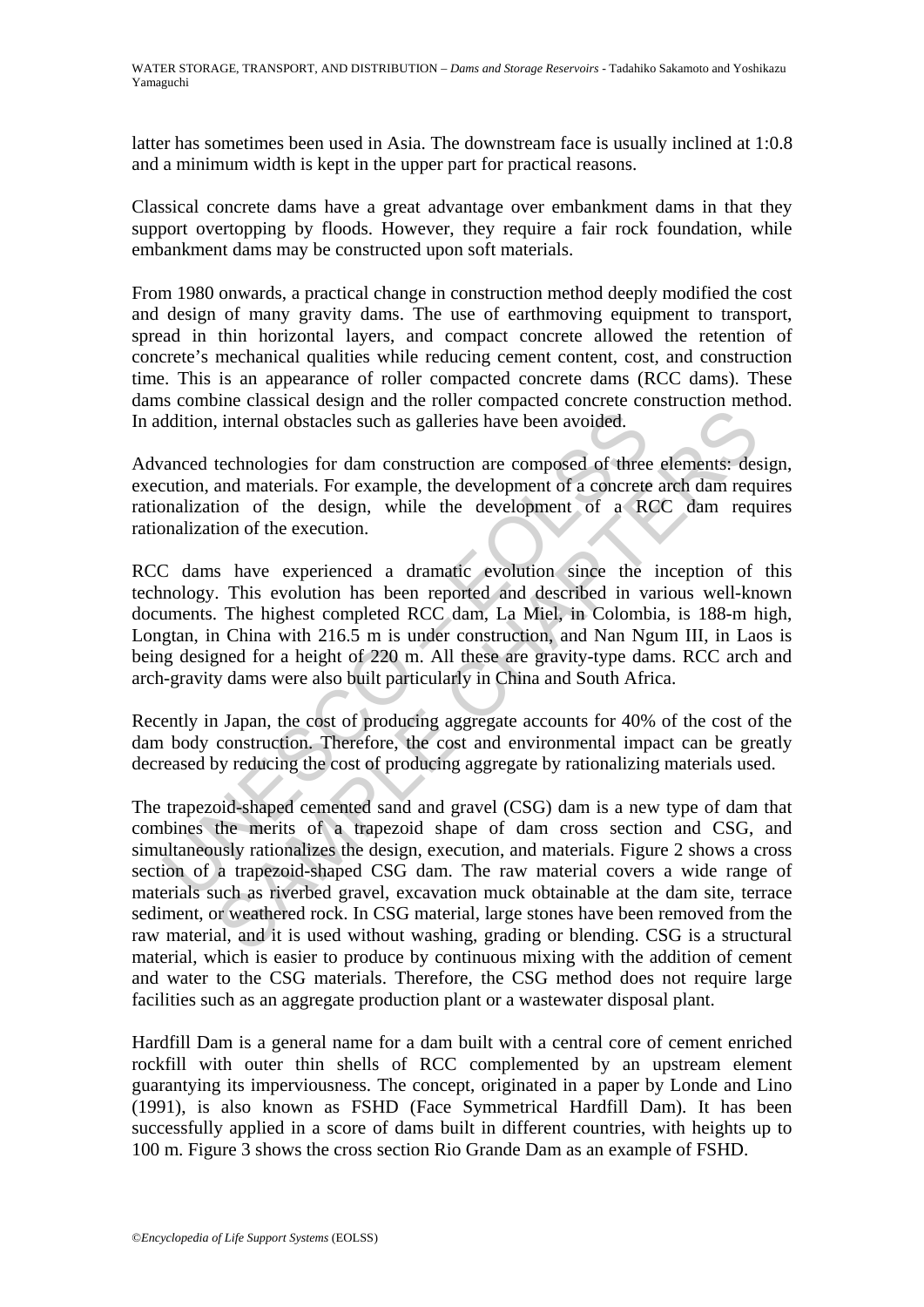latter has sometimes been used in Asia. The downstream face is usually inclined at 1:0.8 and a minimum width is kept in the upper part for practical reasons.

Classical concrete dams have a great advantage over embankment dams in that they support overtopping by floods. However, they require a fair rock foundation, while embankment dams may be constructed upon soft materials.

From 1980 onwards, a practical change in construction method deeply modified the cost and design of many gravity dams. The use of earthmoving equipment to transport, spread in thin horizontal layers, and compact concrete allowed the retention of concrete's mechanical qualities while reducing cement content, cost, and construction time. This is an appearance of roller compacted concrete dams (RCC dams). These dams combine classical design and the roller compacted concrete construction method. In addition, internal obstacles such as galleries have been avoided.

Advanced technologies for dam construction are composed of three elements: design, execution, and materials. For example, the development of a concrete arch dam requires rationalization of the design, while the development of a RCC dam requires rationalization of the execution.

RCC dams have experienced a dramatic evolution since the inception of this technology. This evolution has been reported and described in various well-known documents. The highest completed RCC dam, La Miel, in Colombia, is 188-m high, Longtan, in China with 216.5 m is under construction, and Nan Ngum III, in Laos is being designed for a height of 220 m. All these are gravity-type dams. RCC arch and arch-gravity dams were also built particularly in China and South Africa.

Recently in Japan, the cost of producing aggregate accounts for 40% of the cost of the dam body construction. Therefore, the cost and environmental impact can be greatly decreased by reducing the cost of producing aggregate by rationalizing materials used.

The trapezoid-shaped cemented sand and gravel (CSG) dam is a new type of dam that combines the merits of a trapezoid shape of dam cross section and CSG, and simultaneously rationalizes the design, execution, and materials. Figure 2 shows a cross section of a trapezoid-shaped CSG dam. The raw material covers a wide range of materials such as riverbed gravel, excavation muck obtainable at the dam site, terrace sediment, or weathered rock. In CSG material, large stones have been removed from the raw material, and it is used without washing, grading or blending. CSG is a structural material, which is easier to produce by continuous mixing with the addition of cement and water to the CSG materials. Therefore, the CSG method does not require large facilities such as an aggregate production plant or a wastewater disposal plant.

Hardfill Dam is a general name for a dam built with a central core of cement enriched rockfill with outer thin shells of RCC complemented by an upstream element guarantying its imperviousness. The concept, originated in a paper by Londe and Lino (1991), is also known as FSHD (Face Symmetrical Hardfill Dam). It has been successfully applied in a score of dams built in different countries, with heights up to 100 m. Figure 3 shows the cross section Rio Grande Dam as an example of FSHD.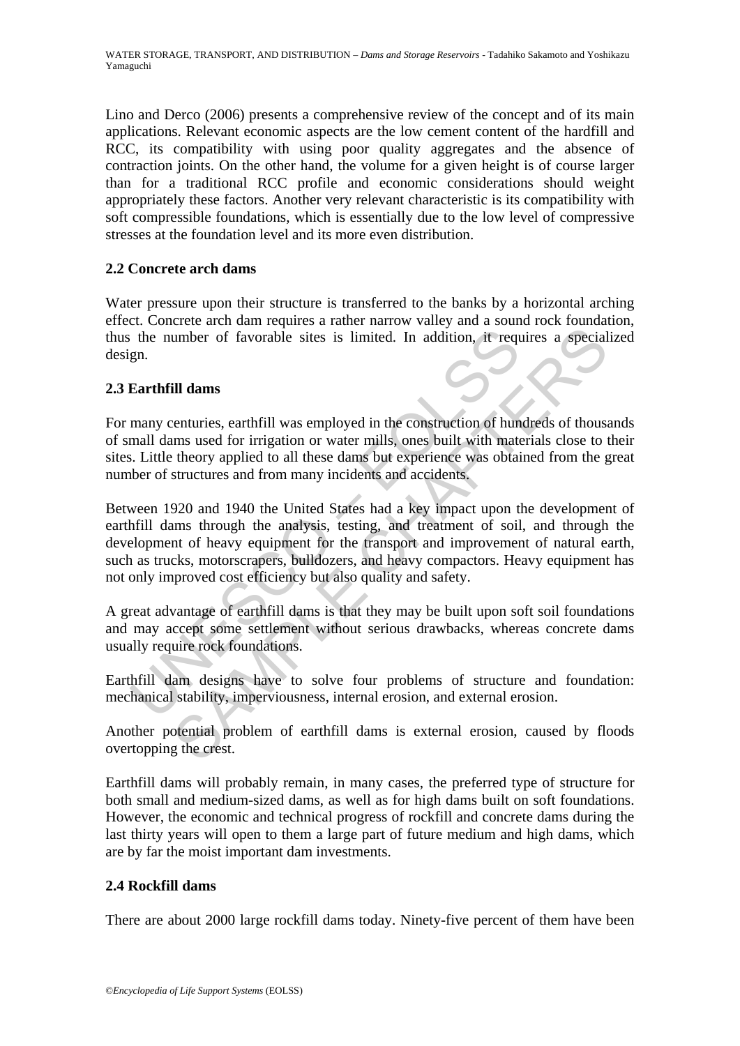Lino and Derco (2006) presents a comprehensive review of the concept and of its main applications. Relevant economic aspects are the low cement content of the hardfill and RCC, its compatibility with using poor quality aggregates and the absence of contraction joints. On the other hand, the volume for a given height is of course larger than for a traditional RCC profile and economic considerations should weight appropriately these factors. Another very relevant characteristic is its compatibility with soft compressible foundations, which is essentially due to the low level of compressive stresses at the foundation level and its more even distribution.

### 2.2 Concrete arch dams

Water pressure upon their structure is transferred to the banks by a horizontal arching effect. Concrete arch dam requires a rather narrow valley and a sound rock foundation, thus the number of favorable sites is limited. In addition, it requires a specialized design.

### 2.3 Earthfill dams

For many centuries, earthfill was employed in the construction of hundreds of thousands of small dams used for irrigation or water mills, ones built with materials close to their sites. Little theory applied to all these dams but experience was obtained from the great number of structures and from many incidents and accidents.

Between 1920 and 1940 the United States had a key impact upon the development of earthfill dams through the analysis, testing, and treatment of soil, and through the development of heavy equipment for the transport and improvement of natural earth, such as trucks, motorscrapers, bulldozers, and heavy compactors. Heavy equipment has not only improved cost efficiency but also quality and safety.

A great advantage of earthfill dams is that they may be built upon soft soil foundations and may accept some settlement without serious drawbacks, whereas concrete dams usually require rock foundations.

Earthfill dam designs have to solve four problems of structure and foundation: mechanical stability, imperviousness, internal erosion, and external erosion.

Another potential problem of earthfill dams is external erosion, caused by floods overtopping the crest.

Earthfill dams will probably remain, in many cases, the preferred type of structure for both small and medium-sized dams, as well as for high dams built on soft foundations. However, the economic and technical progress of rockfill and concrete dams during the last thirty years will open to them a large part of future medium and high dams, which are by far the moist important dam investments.

### 2.4 Rockfill dams

There are about 2000 large rockfill dams today. Ninety-five percent of them have been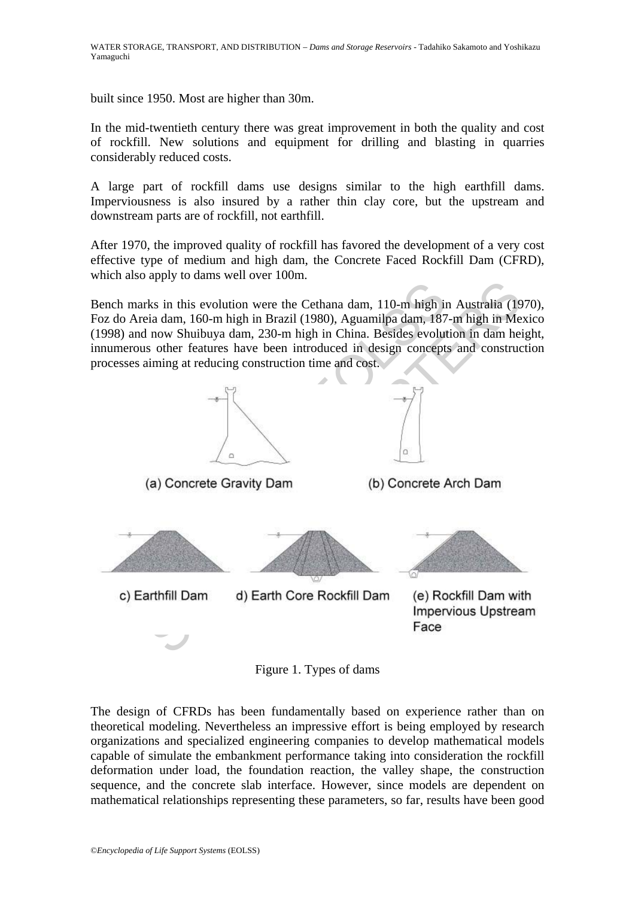built since 1950. Most are higher than 30m.

In the mid-twentieth century there was great improvement in both the quality and cost of rockfill. New solutions and equipment for drilling and blasting in quarries considerably reduced costs.

A large part of rockfill dams use designs similar to the high earthfill dams. Imperviousness is also insured by a rather thin clay core, but the upstream and downstream parts are of rockfill, not earthfill.

After 1970, the improved quality of rockfill has favored the development of a very cost effective type of medium and high dam, the Concrete Faced Rockfill Dam (CFRD), which also apply to dams well over 100m.

Bench marks in this evolution were the Cethana dam, 110-m high in Australia (1970), Foz do Areia dam, 160-m high in Brazil (1980), Aguamilpa dam, 187-m high in Mexico (1998) and now Shuibuya dam, 230-m high in China. Besides evolution in dam height, innumerous other features have been introduced in design concepts and construction processes aiming at reducing construction time and cost.

(a) Concrete Gravity Dam

(b) Concrete Arch Dam

c) Earthfill Dam

d) Earth Core Rockfill Dam

(e) Rockfill Dam with Impervious Upstream Face

Figure 1. Types of dams

The design of CFRDs has been fundamentally based on experience rather than on theoretical modeling. Nevertheless an impressive effort is being employed by research organizations and specialized engineering companies to develop mathematical models capable of simulate the embankment performance taking into consideration the rockfill deformation under load, the foundation reaction, the valley shape, the construction sequence, and the concrete slab interface. However, since models are dependent on mathematical relationships representing these parameters, so far, results have been good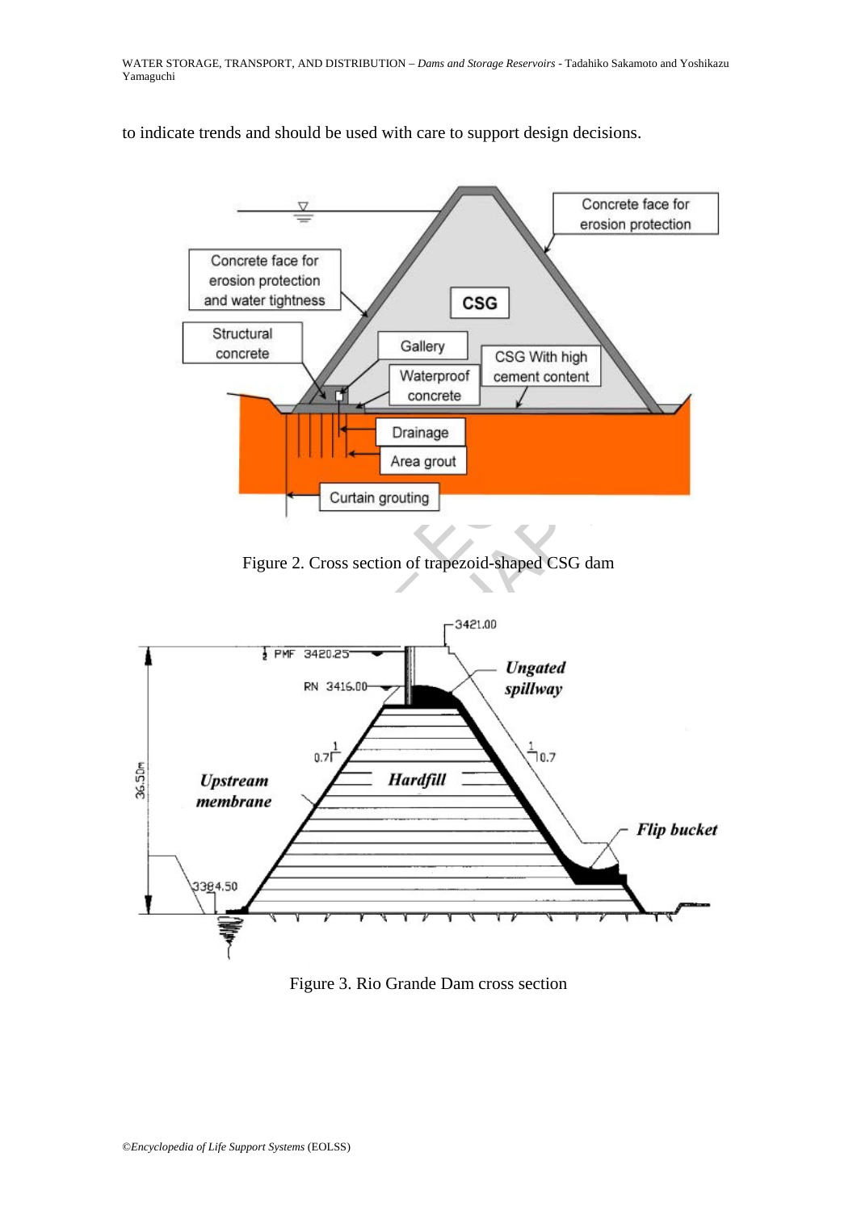to indicate trends and should be used with care to support design decisions.

Figure 2. Cross section of trapezoid-shaped CSG dam

Figure 3. Rio Grande Dam cross section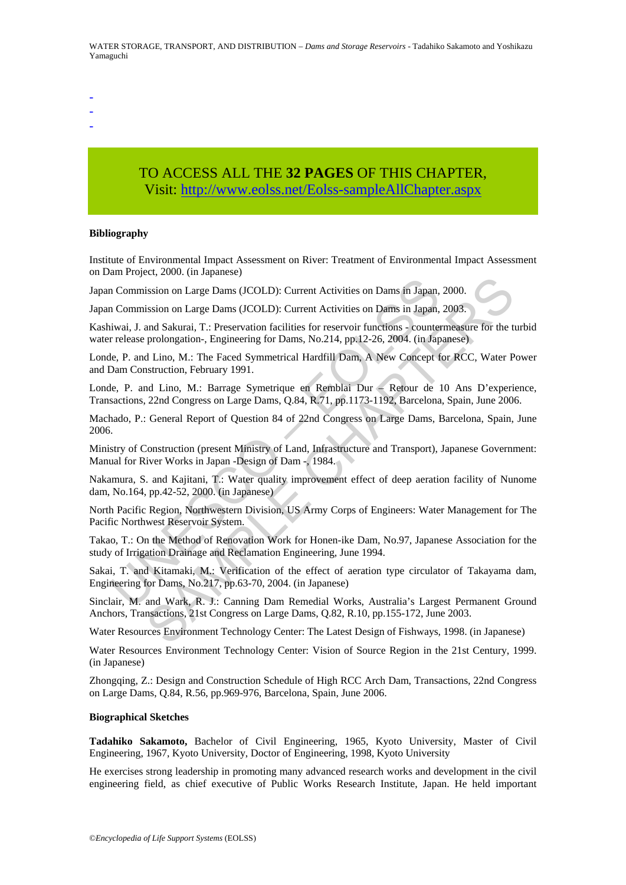-
-
-

TO ACCESS ALL THE **32 PAGES** OF THIS CHAPTER,
Visit: http://www.eolss.net/Eolss-sampleAllChapter.aspx

**Bibliography**

Institute of Environmental Impact Assessment on River: Treatment of Environmental Impact Assessment on Dam Project, 2000. (in Japanese)

Japan Commission on Large Dams (JCOLD): Current Activities on Dams in Japan, 2000.

Japan Commission on Large Dams (JCOLD): Current Activities on Dams in Japan, 2003.

Kashiwai, J. and Sakurai, T.: Preservation facilities for reservoir functions - countermeasure for the turbid water release prolongation-, Engineering for Dams, No.214, pp.12-26, 2004. (in Japanese)

Londe, P. and Lino, M.: The Faced Symmetrical Hardfill Dam, A New Concept for RCC, Water Power and Dam Construction, February 1991.

Londe, P. and Lino, M.: Barrage Symetrique en Remblai Dur – Retour de 10 Ans D'experience, Transactions, 22nd Congress on Large Dams, Q.84, R.71, pp.1173-1192, Barcelona, Spain, June 2006.

Machado, P.: General Report of Question 84 of 22nd Congress on Large Dams, Barcelona, Spain, June 2006.

Ministry of Construction (present Ministry of Land, Infrastructure and Transport), Japanese Government: Manual for River Works in Japan -Design of Dam -, 1984.

Nakamura, S. and Kajitani, T.: Water quality improvement effect of deep aeration facility of Nunome dam, No.164, pp.42-52, 2000. (in Japanese)

North Pacific Region, Northwestern Division, US Army Corps of Engineers: Water Management for The Pacific Northwest Reservoir System.

Takao, T.: On the Method of Renovation Work for Honen-ike Dam, No.97, Japanese Association for the study of Irrigation Drainage and Reclamation Engineering, June 1994.

Sakai, T. and Kitamaki, M.: Verification of the effect of aeration type circulator of Takayama dam, Engineering for Dams, No.217, pp.63-70, 2004. (in Japanese)

Sinclair, M. and Wark, R. J.: Canning Dam Remedial Works, Australia's Largest Permanent Ground Anchors, Transactions, 21st Congress on Large Dams, Q.82, R.10, pp.155-172, June 2003.

Water Resources Environment Technology Center: The Latest Design of Fishways, 1998. (in Japanese)

Water Resources Environment Technology Center: Vision of Source Region in the 21st Century, 1999. (in Japanese)

Zhongqing, Z.: Design and Construction Schedule of High RCC Arch Dam, Transactions, 22nd Congress on Large Dams, Q.84, R.56, pp.969-976, Barcelona, Spain, June 2006.

**Biographical Sketches**

**Tadahiko Sakamoto,** Bachelor of Civil Engineering, 1965, Kyoto University, Master of Civil Engineering, 1967, Kyoto University, Doctor of Engineering, 1998, Kyoto University

He exercises strong leadership in promoting many advanced research works and development in the civil engineering field, as chief executive of Public Works Research Institute, Japan. He held important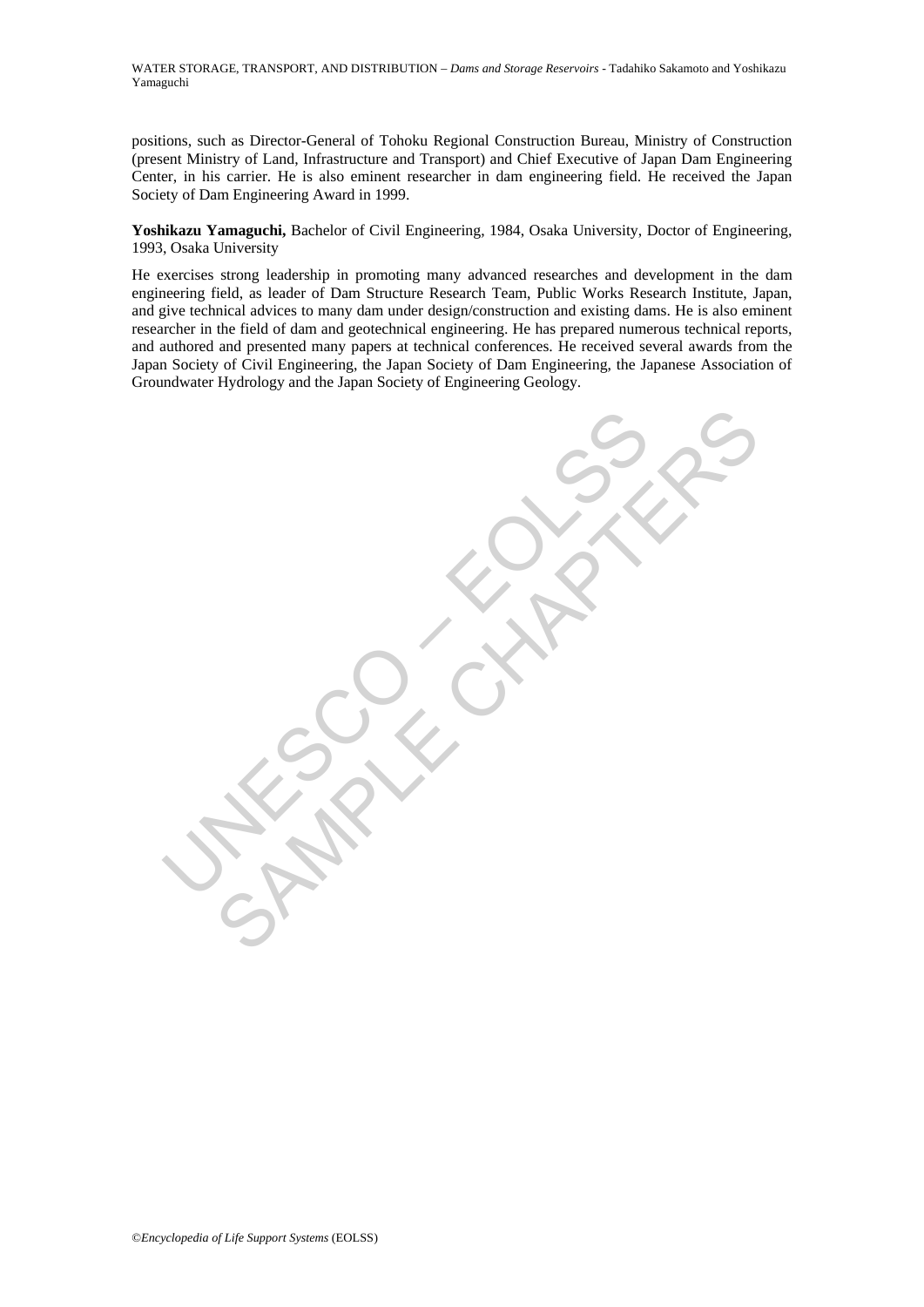positions, such as Director-General of Tohoku Regional Construction Bureau, Ministry of Construction (present Ministry of Land, Infrastructure and Transport) and Chief Executive of Japan Dam Engineering Center, in his carrier. He is also eminent researcher in dam engineering field. He received the Japan Society of Dam Engineering Award in 1999.

**Yoshikazu Yamaguchi,** Bachelor of Civil Engineering, 1984, Osaka University, Doctor of Engineering, 1993, Osaka University

He exercises strong leadership in promoting many advanced researches and development in the dam engineering field, as leader of Dam Structure Research Team, Public Works Research Institute, Japan, and give technical advices to many dam under design/construction and existing dams. He is also eminent researcher in the field of dam and geotechnical engineering. He has prepared numerous technical reports, and authored and presented many papers at technical conferences. He received several awards from the Japan Society of Civil Engineering, the Japan Society of Dam Engineering, the Japanese Association of Groundwater Hydrology and the Japan Society of Engineering Geology.